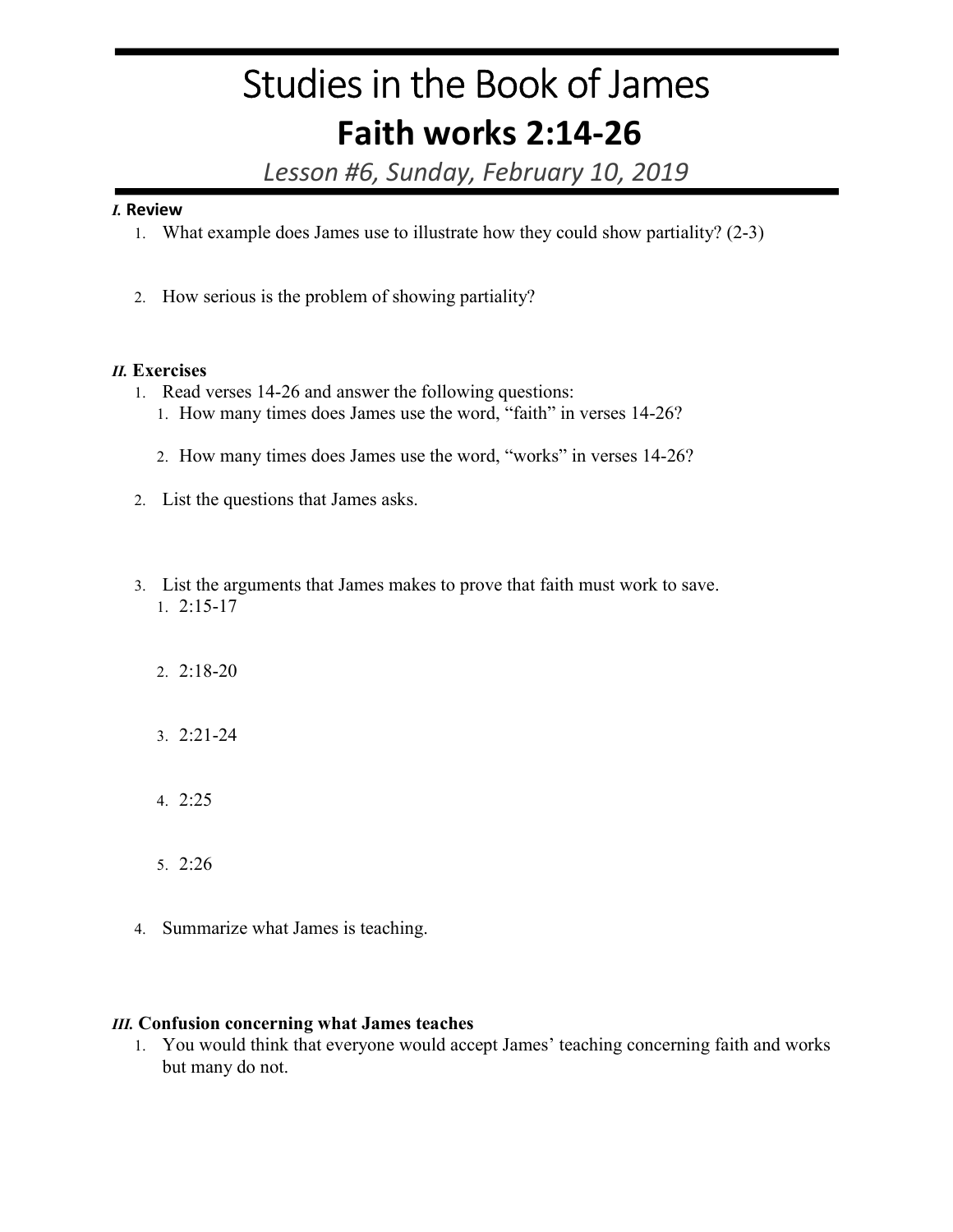# Studies in the Book of James

## Faith works 2:14-26

*Lesson #6, Sunday, February 10, 2019*

### *I.* Review

1. What example does James use to illustrate how they could show partiality? (2-3)

2. How serious is the problem of showing partiality?

### *II.* Exercises

1. Read verses 14-26 and answer the following questions:
    1. How many times does James use the word, "faith" in verses 14-26?
    2. How many times does James use the word, "works" in verses 14-26?
2. List the questions that James asks.
3. List the arguments that James makes to prove that faith must work to save.
    1. 2:15-17
    2. 2:18-20
    3. 2:21-24
    4. 2:25
    5. 2:26
4. Summarize what James is teaching.

### *III.* Confusion concerning what James teaches

1. You would think that everyone would accept James' teaching concerning faith and works but many do not.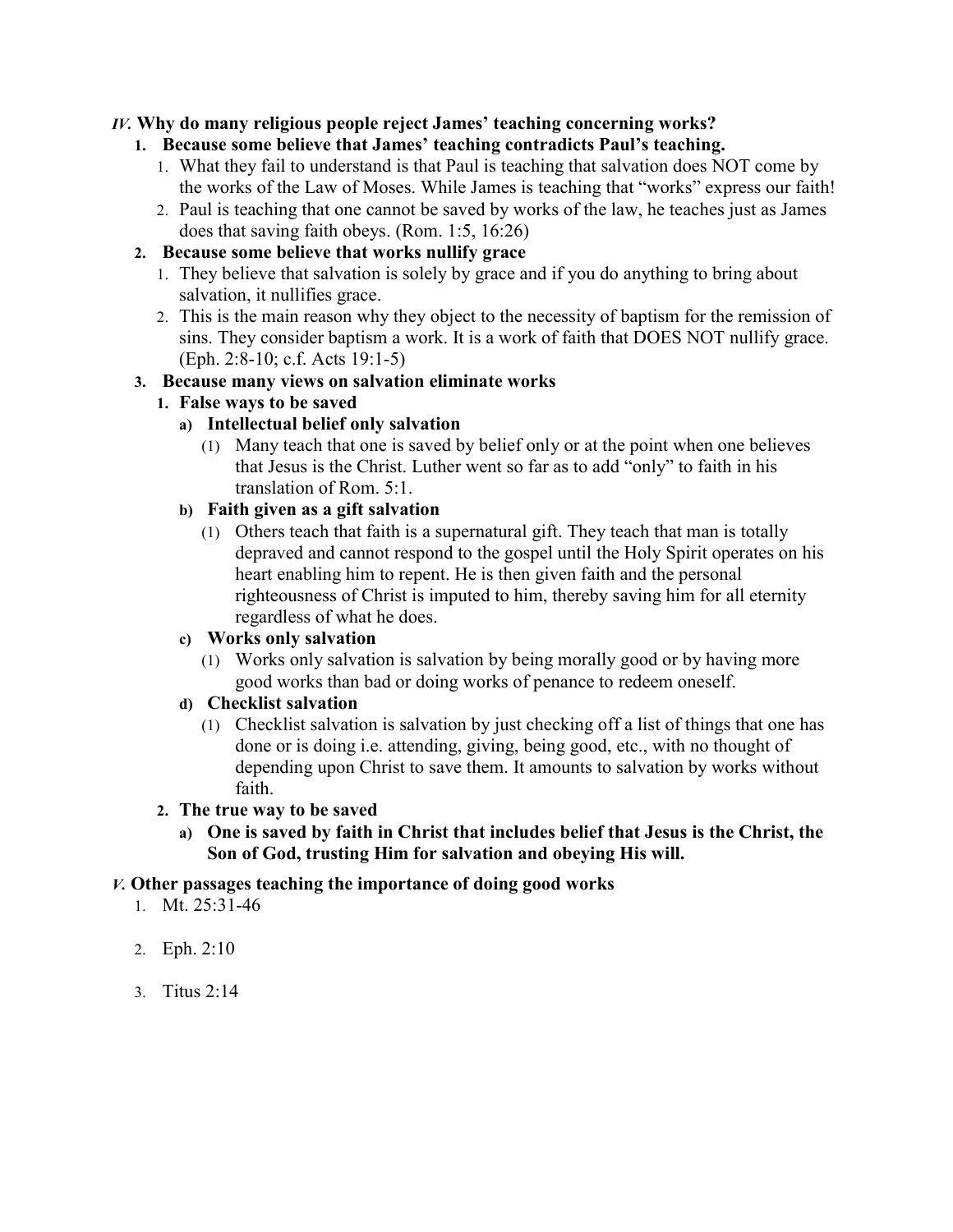***IV.* Why do many religious people reject James' teaching concerning works?**

1. **Because some believe that James' teaching contradicts Paul's teaching.**
    1. What they fail to understand is that Paul is teaching that salvation does NOT come by the works of the Law of Moses. While James is teaching that "works" express our faith!
    2. Paul is teaching that one cannot be saved by works of the law, he teaches just as James does that saving faith obeys. (Rom. 1:5, 16:26)
2. **Because some believe that works nullify grace**
    1. They believe that salvation is solely by grace and if you do anything to bring about salvation, it nullifies grace.
    2. This is the main reason why they object to the necessity of baptism for the remission of sins. They consider baptism a work. It is a work of faith that DOES NOT nullify grace. (Eph. 2:8-10; c.f. Acts 19:1-5)
3. **Because many views on salvation eliminate works**
    1. **False ways to be saved**
        - a) **Intellectual belief only salvation**
            - (1) Many teach that one is saved by belief only or at the point when one believes that Jesus is the Christ. Luther went so far as to add "only" to faith in his translation of Rom. 5:1.
        - b) **Faith given as a gift salvation**
            - (1) Others teach that faith is a supernatural gift. They teach that man is totally depraved and cannot respond to the gospel until the Holy Spirit operates on his heart enabling him to repent. He is then given faith and the personal righteousness of Christ is imputed to him, thereby saving him for all eternity regardless of what he does.
        - c) **Works only salvation**
            - (1) Works only salvation is salvation by being morally good or by having more good works than bad or doing works of penance to redeem oneself.
        - d) **Checklist salvation**
            - (1) Checklist salvation is salvation by just checking off a list of things that one has done or is doing i.e. attending, giving, being good, etc., with no thought of depending upon Christ to save them. It amounts to salvation by works without faith.
    2. **The true way to be saved**
        - a) **One is saved by faith in Christ that includes belief that Jesus is the Christ, the Son of God, trusting Him for salvation and obeying His will.**

***V.* Other passages teaching the importance of doing good works**

1. Mt. 25:31-46
2. Eph. 2:10
3. Titus 2:14